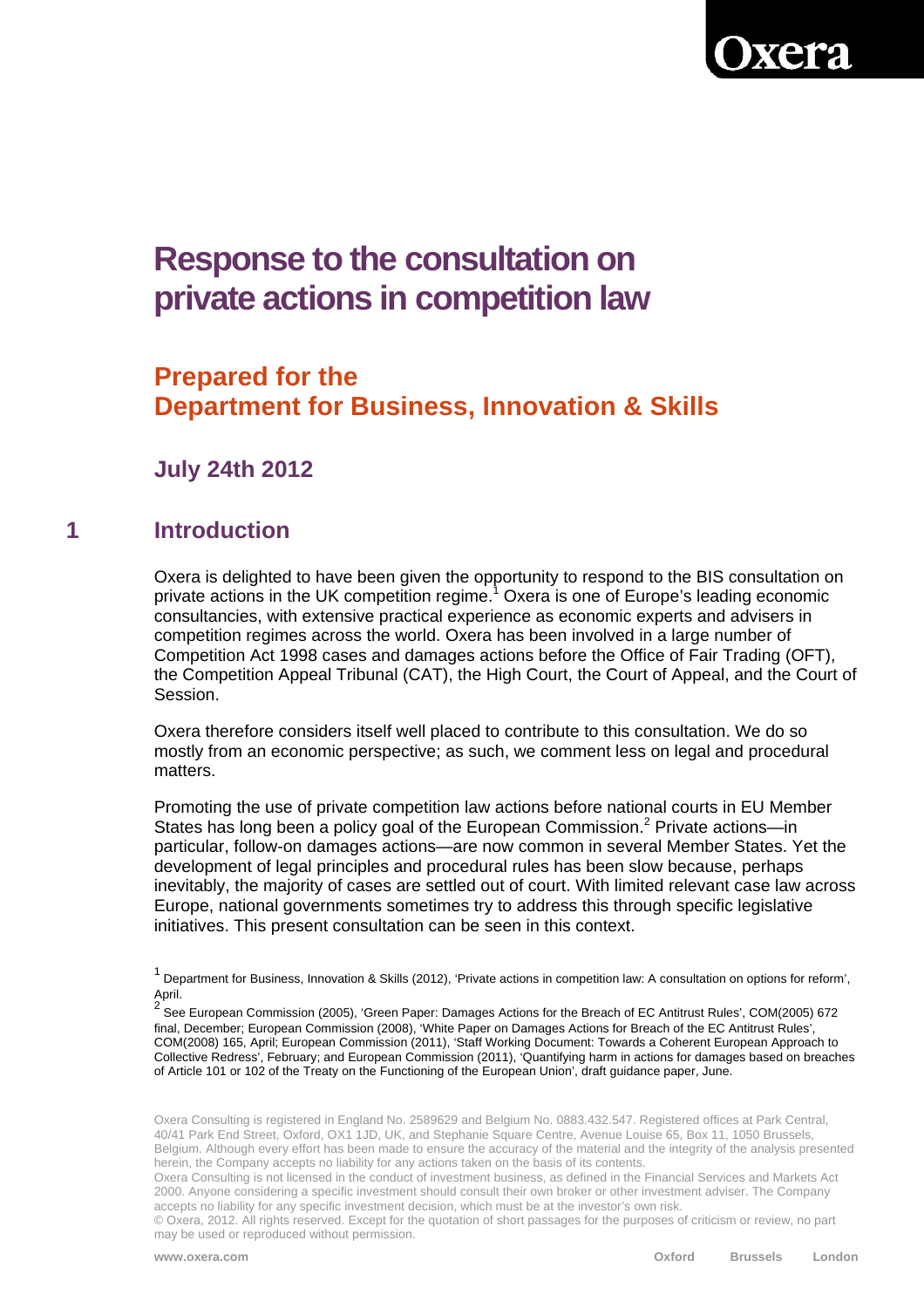# Response to the consultation on private actions in competition law

## Prepared for the Department for Business, Innovation & Skills

### July 24th 2012

## 1 Introduction

Oxera is delighted to have been given the opportunity to respond to the BIS consultation on private actions in the UK competition regime.[1] Oxera is one of Europe's leading economic consultancies, with extensive practical experience as economic experts and advisers in competition regimes across the world. Oxera has been involved in a large number of Competition Act 1998 cases and damages actions before the Office of Fair Trading (OFT), the Competition Appeal Tribunal (CAT), the High Court, the Court of Appeal, and the Court of Session.

Oxera therefore considers itself well placed to contribute to this consultation. We do so mostly from an economic perspective; as such, we comment less on legal and procedural matters.

Promoting the use of private competition law actions before national courts in EU Member States has long been a policy goal of the European Commission.[2] Private actions—in particular, follow-on damages actions—are now common in several Member States. Yet the development of legal principles and procedural rules has been slow because, perhaps inevitably, the majority of cases are settled out of court. With limited relevant case law across Europe, national governments sometimes try to address this through specific legislative initiatives. This present consultation can be seen in this context.

[1] Department for Business, Innovation & Skills (2012), 'Private actions in competition law: A consultation on options for reform', April.

[2] See European Commission (2005), 'Green Paper: Damages Actions for the Breach of EC Antitrust Rules', COM(2005) 672 final, December; European Commission (2008), 'White Paper on Damages Actions for Breach of the EC Antitrust Rules', COM(2008) 165, April; European Commission (2011), 'Staff Working Document: Towards a Coherent European Approach to Collective Redress', February; and European Commission (2011), 'Quantifying harm in actions for damages based on breaches of Article 101 or 102 of the Treaty on the Functioning of the European Union', draft guidance paper, June.

Oxera Consulting is registered in England No. 2589629 and Belgium No. 0883.432.547. Registered offices at Park Central, 40/41 Park End Street, Oxford, OX1 1JD, UK, and Stephanie Square Centre, Avenue Louise 65, Box 11, 1050 Brussels, Belgium. Although every effort has been made to ensure the accuracy of the material and the integrity of the analysis presented herein, the Company accepts no liability for any actions taken on the basis of its contents.
Oxera Consulting is not licensed in the conduct of investment business, as defined in the Financial Services and Markets Act 2000. Anyone considering a specific investment should consult their own broker or other investment adviser. The Company accepts no liability for any specific investment decision, which must be at the investor's own risk.
© Oxera, 2012. All rights reserved. Except for the quotation of short passages for the purposes of criticism or review, no part may be used or reproduced without permission.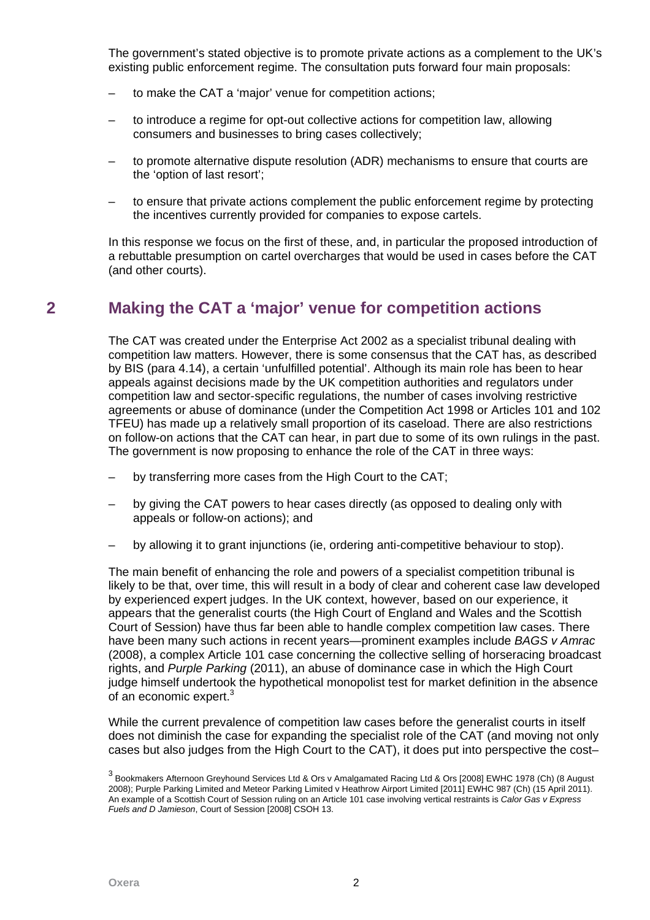The government's stated objective is to promote private actions as a complement to the UK's existing public enforcement regime. The consultation puts forward four main proposals:

- to make the CAT a 'major' venue for competition actions;
- to introduce a regime for opt-out collective actions for competition law, allowing consumers and businesses to bring cases collectively;
- to promote alternative dispute resolution (ADR) mechanisms to ensure that courts are the 'option of last resort';
- to ensure that private actions complement the public enforcement regime by protecting the incentives currently provided for companies to expose cartels.

In this response we focus on the first of these, and, in particular the proposed introduction of a rebuttable presumption on cartel overcharges that would be used in cases before the CAT (and other courts).

## 2 Making the CAT a 'major' venue for competition actions

The CAT was created under the Enterprise Act 2002 as a specialist tribunal dealing with competition law matters. However, there is some consensus that the CAT has, as described by BIS (para 4.14), a certain 'unfulfilled potential'. Although its main role has been to hear appeals against decisions made by the UK competition authorities and regulators under competition law and sector-specific regulations, the number of cases involving restrictive agreements or abuse of dominance (under the Competition Act 1998 or Articles 101 and 102 TFEU) has made up a relatively small proportion of its caseload. There are also restrictions on follow-on actions that the CAT can hear, in part due to some of its own rulings in the past. The government is now proposing to enhance the role of the CAT in three ways:

- by transferring more cases from the High Court to the CAT;
- by giving the CAT powers to hear cases directly (as opposed to dealing only with appeals or follow-on actions); and
- by allowing it to grant injunctions (ie, ordering anti-competitive behaviour to stop).

The main benefit of enhancing the role and powers of a specialist competition tribunal is likely to be that, over time, this will result in a body of clear and coherent case law developed by experienced expert judges. In the UK context, however, based on our experience, it appears that the generalist courts (the High Court of England and Wales and the Scottish Court of Session) have thus far been able to handle complex competition law cases. There have been many such actions in recent years—prominent examples include *BAGS v Amrac* (2008), a complex Article 101 case concerning the collective selling of horseracing broadcast rights, and *Purple Parking* (2011), an abuse of dominance case in which the High Court judge himself undertook the hypothetical monopolist test for market definition in the absence of an economic expert.[3]

While the current prevalence of competition law cases before the generalist courts in itself does not diminish the case for expanding the specialist role of the CAT (and moving not only cases but also judges from the High Court to the CAT), it does put into perspective the cost–

[3] Bookmakers Afternoon Greyhound Services Ltd & Ors v Amalgamated Racing Ltd & Ors [2008] EWHC 1978 (Ch) (8 August 2008); Purple Parking Limited and Meteor Parking Limited v Heathrow Airport Limited [2011] EWHC 987 (Ch) (15 April 2011). An example of a Scottish Court of Session ruling on an Article 101 case involving vertical restraints is *Calor Gas v Express Fuels and D Jamieson*, Court of Session [2008] CSOH 13.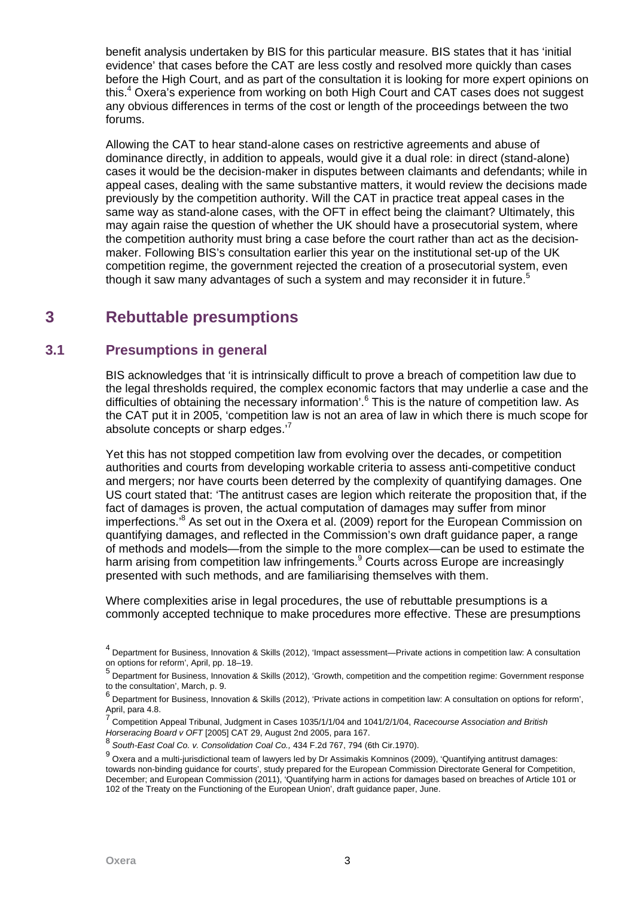benefit analysis undertaken by BIS for this particular measure. BIS states that it has 'initial evidence' that cases before the CAT are less costly and resolved more quickly than cases before the High Court, and as part of the consultation it is looking for more expert opinions on this.[4] Oxera's experience from working on both High Court and CAT cases does not suggest any obvious differences in terms of the cost or length of the proceedings between the two forums.

Allowing the CAT to hear stand-alone cases on restrictive agreements and abuse of dominance directly, in addition to appeals, would give it a dual role: in direct (stand-alone) cases it would be the decision-maker in disputes between claimants and defendants; while in appeal cases, dealing with the same substantive matters, it would review the decisions made previously by the competition authority. Will the CAT in practice treat appeal cases in the same way as stand-alone cases, with the OFT in effect being the claimant? Ultimately, this may again raise the question of whether the UK should have a prosecutorial system, where the competition authority must bring a case before the court rather than act as the decision-maker. Following BIS's consultation earlier this year on the institutional set-up of the UK competition regime, the government rejected the creation of a prosecutorial system, even though it saw many advantages of such a system and may reconsider it in future.[5]

# 3 Rebuttable presumptions

## 3.1 Presumptions in general

BIS acknowledges that 'it is intrinsically difficult to prove a breach of competition law due to the legal thresholds required, the complex economic factors that may underlie a case and the difficulties of obtaining the necessary information'.[6] This is the nature of competition law. As the CAT put it in 2005, 'competition law is not an area of law in which there is much scope for absolute concepts or sharp edges.'[7]

Yet this has not stopped competition law from evolving over the decades, or competition authorities and courts from developing workable criteria to assess anti-competitive conduct and mergers; nor have courts been deterred by the complexity of quantifying damages. One US court stated that: 'The antitrust cases are legion which reiterate the proposition that, if the fact of damages is proven, the actual computation of damages may suffer from minor imperfections.'[8] As set out in the Oxera et al. (2009) report for the European Commission on quantifying damages, and reflected in the Commission's own draft guidance paper, a range of methods and models—from the simple to the more complex—can be used to estimate the harm arising from competition law infringements.[9] Courts across Europe are increasingly presented with such methods, and are familiarising themselves with them.

Where complexities arise in legal procedures, the use of rebuttable presumptions is a commonly accepted technique to make procedures more effective. These are presumptions

[4] Department for Business, Innovation & Skills (2012), 'Impact assessment—Private actions in competition law: A consultation on options for reform', April, pp. 18–19.

[5] Department for Business, Innovation & Skills (2012), 'Growth, competition and the competition regime: Government response to the consultation', March, p. 9.

[6] Department for Business, Innovation & Skills (2012), 'Private actions in competition law: A consultation on options for reform', April, para 4.8.

[7] Competition Appeal Tribunal, Judgment in Cases 1035/1/1/04 and 1041/2/1/04, *Racecourse Association and British Horseracing Board v OFT* [2005] CAT 29, August 2nd 2005, para 167.

[8] *South-East Coal Co. v. Consolidation Coal Co.,* 434 F.2d 767, 794 (6th Cir.1970).

[9] Oxera and a multi-jurisdictional team of lawyers led by Dr Assimakis Komninos (2009), 'Quantifying antitrust damages: towards non-binding guidance for courts', study prepared for the European Commission Directorate General for Competition, December; and European Commission (2011), 'Quantifying harm in actions for damages based on breaches of Article 101 or 102 of the Treaty on the Functioning of the European Union', draft guidance paper, June.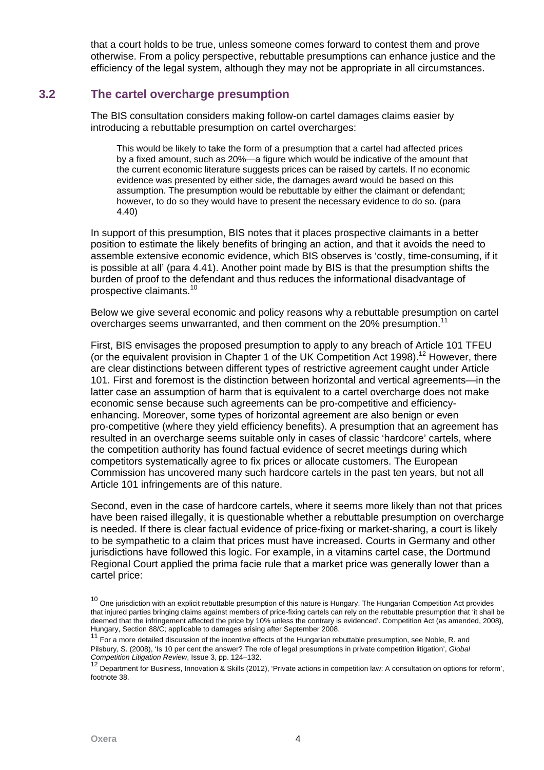that a court holds to be true, unless someone comes forward to contest them and prove otherwise. From a policy perspective, rebuttable presumptions can enhance justice and the efficiency of the legal system, although they may not be appropriate in all circumstances.

## 3.2 The cartel overcharge presumption

The BIS consultation considers making follow-on cartel damages claims easier by introducing a rebuttable presumption on cartel overcharges:

> This would be likely to take the form of a presumption that a cartel had affected prices by a fixed amount, such as 20%—a figure which would be indicative of the amount that the current economic literature suggests prices can be raised by cartels. If no economic evidence was presented by either side, the damages award would be based on this assumption. The presumption would be rebuttable by either the claimant or defendant; however, to do so they would have to present the necessary evidence to do so. (para 4.40)

In support of this presumption, BIS notes that it places prospective claimants in a better position to estimate the likely benefits of bringing an action, and that it avoids the need to assemble extensive economic evidence, which BIS observes is 'costly, time-consuming, if it is possible at all' (para 4.41). Another point made by BIS is that the presumption shifts the burden of proof to the defendant and thus reduces the informational disadvantage of prospective claimants.[10]

Below we give several economic and policy reasons why a rebuttable presumption on cartel overcharges seems unwarranted, and then comment on the 20% presumption.[11]

First, BIS envisages the proposed presumption to apply to any breach of Article 101 TFEU (or the equivalent provision in Chapter 1 of the UK Competition Act 1998).[12] However, there are clear distinctions between different types of restrictive agreement caught under Article 101. First and foremost is the distinction between horizontal and vertical agreements—in the latter case an assumption of harm that is equivalent to a cartel overcharge does not make economic sense because such agreements can be pro-competitive and efficiency-enhancing. Moreover, some types of horizontal agreement are also benign or even pro-competitive (where they yield efficiency benefits). A presumption that an agreement has resulted in an overcharge seems suitable only in cases of classic 'hardcore' cartels, where the competition authority has found factual evidence of secret meetings during which competitors systematically agree to fix prices or allocate customers. The European Commission has uncovered many such hardcore cartels in the past ten years, but not all Article 101 infringements are of this nature.

Second, even in the case of hardcore cartels, where it seems more likely than not that prices have been raised illegally, it is questionable whether a rebuttable presumption on overcharge is needed. If there is clear factual evidence of price-fixing or market-sharing, a court is likely to be sympathetic to a claim that prices must have increased. Courts in Germany and other jurisdictions have followed this logic. For example, in a vitamins cartel case, the Dortmund Regional Court applied the prima facie rule that a market price was generally lower than a cartel price:

---

[10] One jurisdiction with an explicit rebuttable presumption of this nature is Hungary. The Hungarian Competition Act provides that injured parties bringing claims against members of price-fixing cartels can rely on the rebuttable presumption that 'it shall be deemed that the infringement affected the price by 10% unless the contrary is evidenced'. Competition Act (as amended, 2008), Hungary, Section 88/C; applicable to damages arising after September 2008.

[11] For a more detailed discussion of the incentive effects of the Hungarian rebuttable presumption, see Noble, R. and Pilsbury, S. (2008), 'Is 10 per cent the answer? The role of legal presumptions in private competition litigation', *Global Competition Litigation Review*, Issue 3, pp. 124–132.

[12] Department for Business, Innovation & Skills (2012), 'Private actions in competition law: A consultation on options for reform', footnote 38.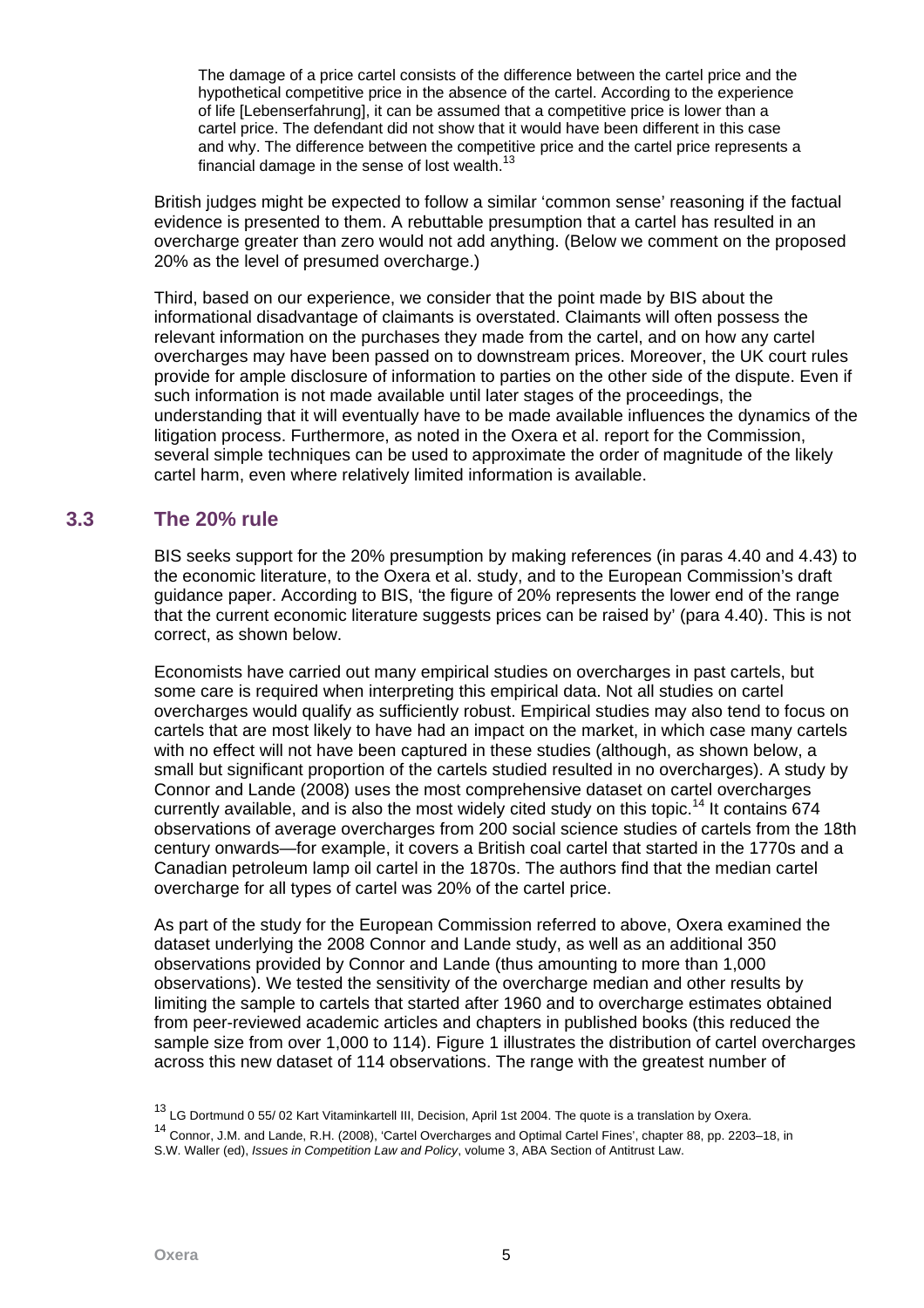> The damage of a price cartel consists of the difference between the cartel price and the hypothetical competitive price in the absence of the cartel. According to the experience of life [Lebenserfahrung], it can be assumed that a competitive price is lower than a cartel price. The defendant did not show that it would have been different in this case and why. The difference between the competitive price and the cartel price represents a financial damage in the sense of lost wealth.[13]

British judges might be expected to follow a similar 'common sense' reasoning if the factual evidence is presented to them. A rebuttable presumption that a cartel has resulted in an overcharge greater than zero would not add anything. (Below we comment on the proposed 20% as the level of presumed overcharge.)

Third, based on our experience, we consider that the point made by BIS about the informational disadvantage of claimants is overstated. Claimants will often possess the relevant information on the purchases they made from the cartel, and on how any cartel overcharges may have been passed on to downstream prices. Moreover, the UK court rules provide for ample disclosure of information to parties on the other side of the dispute. Even if such information is not made available until later stages of the proceedings, the understanding that it will eventually have to be made available influences the dynamics of the litigation process. Furthermore, as noted in the Oxera et al. report for the Commission, several simple techniques can be used to approximate the order of magnitude of the likely cartel harm, even where relatively limited information is available.

## 3.3 The 20% rule

BIS seeks support for the 20% presumption by making references (in paras 4.40 and 4.43) to the economic literature, to the Oxera et al. study, and to the European Commission's draft guidance paper. According to BIS, 'the figure of 20% represents the lower end of the range that the current economic literature suggests prices can be raised by' (para 4.40). This is not correct, as shown below.

Economists have carried out many empirical studies on overcharges in past cartels, but some care is required when interpreting this empirical data. Not all studies on cartel overcharges would qualify as sufficiently robust. Empirical studies may also tend to focus on cartels that are most likely to have had an impact on the market, in which case many cartels with no effect will not have been captured in these studies (although, as shown below, a small but significant proportion of the cartels studied resulted in no overcharges). A study by Connor and Lande (2008) uses the most comprehensive dataset on cartel overcharges currently available, and is also the most widely cited study on this topic.[14] It contains 674 observations of average overcharges from 200 social science studies of cartels from the 18th century onwards—for example, it covers a British coal cartel that started in the 1770s and a Canadian petroleum lamp oil cartel in the 1870s. The authors find that the median cartel overcharge for all types of cartel was 20% of the cartel price.

As part of the study for the European Commission referred to above, Oxera examined the dataset underlying the 2008 Connor and Lande study, as well as an additional 350 observations provided by Connor and Lande (thus amounting to more than 1,000 observations). We tested the sensitivity of the overcharge median and other results by limiting the sample to cartels that started after 1960 and to overcharge estimates obtained from peer-reviewed academic articles and chapters in published books (this reduced the sample size from over 1,000 to 114). Figure 1 illustrates the distribution of cartel overcharges across this new dataset of 114 observations. The range with the greatest number of

[13] LG Dortmund 0 55/ 02 Kart Vitaminkartell III, Decision, April 1st 2004. The quote is a translation by Oxera.

[14] Connor, J.M. and Lande, R.H. (2008), 'Cartel Overcharges and Optimal Cartel Fines', chapter 88, pp. 2203–18, in S.W. Waller (ed), *Issues in Competition Law and Policy*, volume 3, ABA Section of Antitrust Law.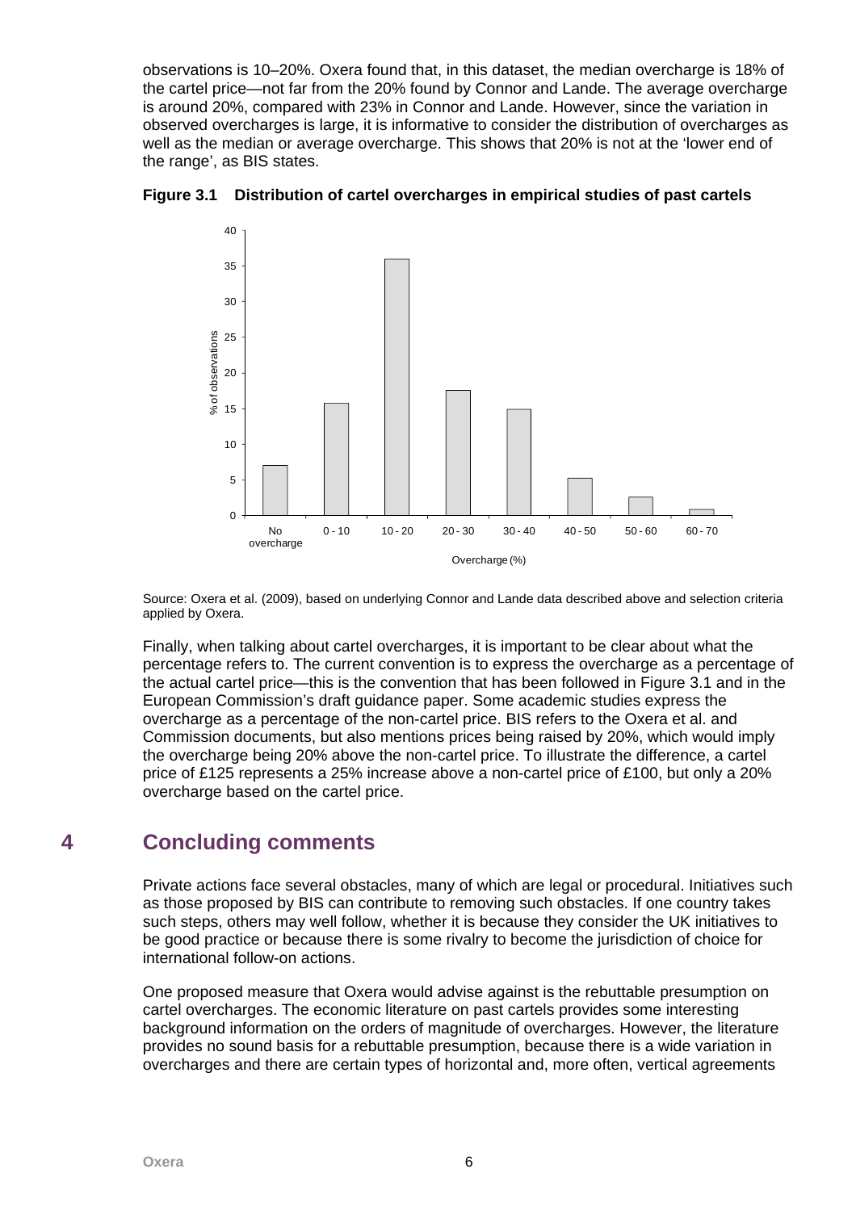observations is 10–20%. Oxera found that, in this dataset, the median overcharge is 18% of the cartel price—not far from the 20% found by Connor and Lande. The average overcharge is around 20%, compared with 23% in Connor and Lande. However, since the variation in observed overcharges is large, it is informative to consider the distribution of overcharges as well as the median or average overcharge. This shows that 20% is not at the 'lower end of the range', as BIS states.

**Figure 3.1 Distribution of cartel overcharges in empirical studies of past cartels**

Source: Oxera et al. (2009), based on underlying Connor and Lande data described above and selection criteria applied by Oxera.

Finally, when talking about cartel overcharges, it is important to be clear about what the percentage refers to. The current convention is to express the overcharge as a percentage of the actual cartel price—this is the convention that has been followed in Figure 3.1 and in the European Commission's draft guidance paper. Some academic studies express the overcharge as a percentage of the non-cartel price. BIS refers to the Oxera et al. and Commission documents, but also mentions prices being raised by 20%, which would imply the overcharge being 20% above the non-cartel price. To illustrate the difference, a cartel price of £125 represents a 25% increase above a non-cartel price of £100, but only a 20% overcharge based on the cartel price.

# 4 Concluding comments

Private actions face several obstacles, many of which are legal or procedural. Initiatives such as those proposed by BIS can contribute to removing such obstacles. If one country takes such steps, others may well follow, whether it is because they consider the UK initiatives to be good practice or because there is some rivalry to become the jurisdiction of choice for international follow-on actions.

One proposed measure that Oxera would advise against is the rebuttable presumption on cartel overcharges. The economic literature on past cartels provides some interesting background information on the orders of magnitude of overcharges. However, the literature provides no sound basis for a rebuttable presumption, because there is a wide variation in overcharges and there are certain types of horizontal and, more often, vertical agreements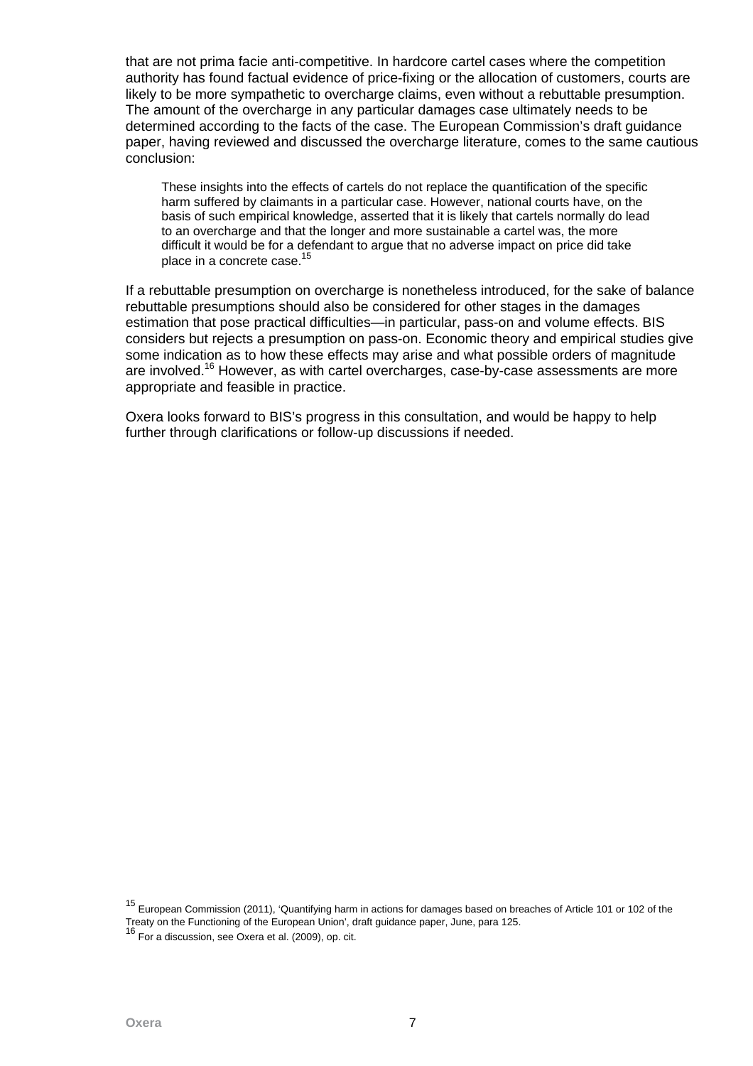that are not prima facie anti-competitive. In hardcore cartel cases where the competition authority has found factual evidence of price-fixing or the allocation of customers, courts are likely to be more sympathetic to overcharge claims, even without a rebuttable presumption. The amount of the overcharge in any particular damages case ultimately needs to be determined according to the facts of the case. The European Commission's draft guidance paper, having reviewed and discussed the overcharge literature, comes to the same cautious conclusion:

> These insights into the effects of cartels do not replace the quantification of the specific harm suffered by claimants in a particular case. However, national courts have, on the basis of such empirical knowledge, asserted that it is likely that cartels normally do lead to an overcharge and that the longer and more sustainable a cartel was, the more difficult it would be for a defendant to argue that no adverse impact on price did take place in a concrete case.[15]

If a rebuttable presumption on overcharge is nonetheless introduced, for the sake of balance rebuttable presumptions should also be considered for other stages in the damages estimation that pose practical difficulties—in particular, pass-on and volume effects. BIS considers but rejects a presumption on pass-on. Economic theory and empirical studies give some indication as to how these effects may arise and what possible orders of magnitude are involved.[16] However, as with cartel overcharges, case-by-case assessments are more appropriate and feasible in practice.

Oxera looks forward to BIS's progress in this consultation, and would be happy to help further through clarifications or follow-up discussions if needed.

[15] European Commission (2011), 'Quantifying harm in actions for damages based on breaches of Article 101 or 102 of the Treaty on the Functioning of the European Union', draft guidance paper, June, para 125.

[16] For a discussion, see Oxera et al. (2009), op. cit.